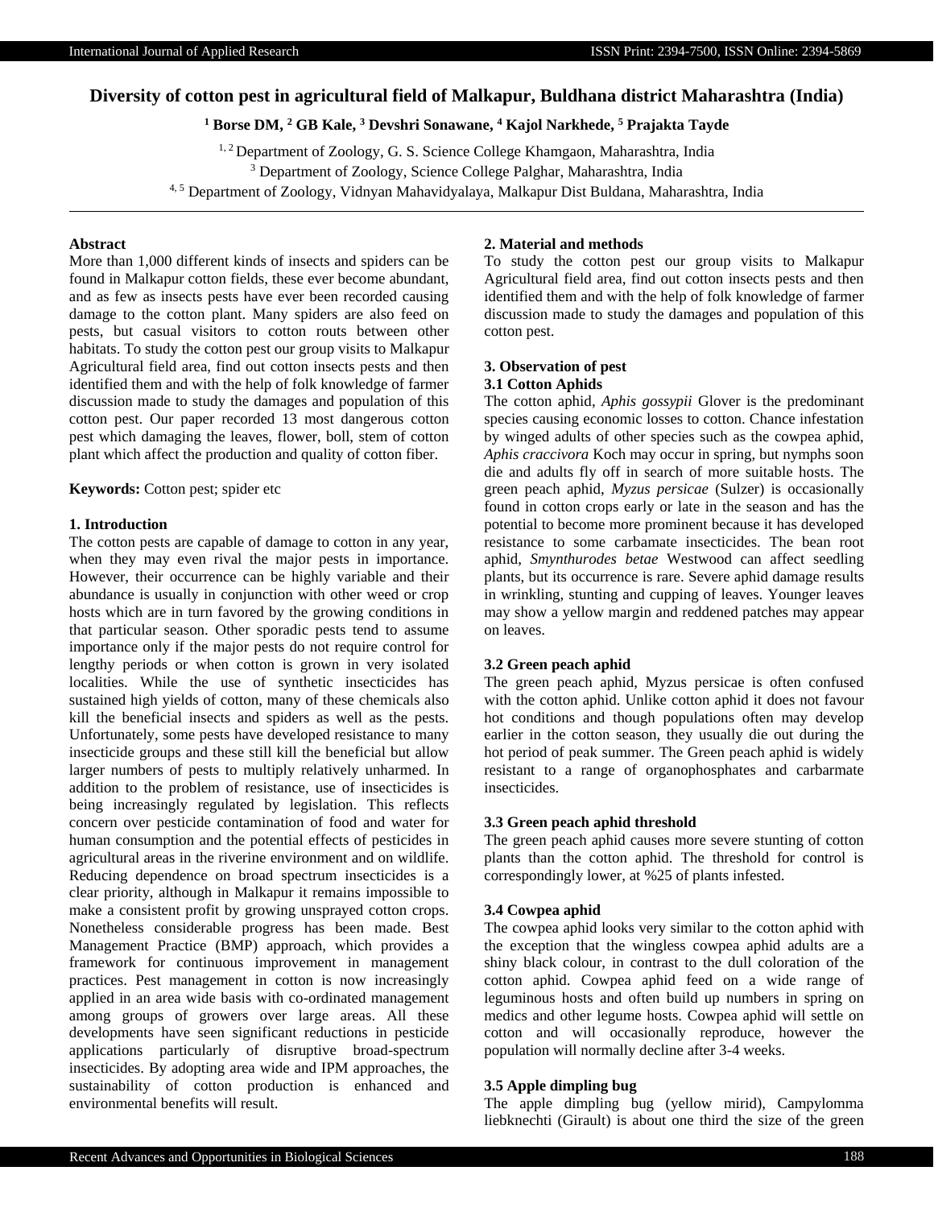# Diversity of cotton pest in agricultural field of Malkapur, Buldhana district Maharashtra (India)

**[1] Borse DM, [2] GB Kale, [3] Devshri Sonawane, [4] Kajol Narkhede, [5] Prajakta Tayde**

[1, 2] Department of Zoology, G. S. Science College Khamgaon, Maharashtra, India
[3] Department of Zoology, Science College Palghar, Maharashtra, India
[4, 5] Department of Zoology, Vidnyan Mahavidyalaya, Malkapur Dist Buldana, Maharashtra, India

---

### Abstract

More than 1,000 different kinds of insects and spiders can be found in Malkapur cotton fields, these ever become abundant, and as few as insects pests have ever been recorded causing damage to the cotton plant. Many spiders are also feed on pests, but casual visitors to cotton routs between other habitats. To study the cotton pest our group visits to Malkapur Agricultural field area, find out cotton insects pests and then identified them and with the help of folk knowledge of farmer discussion made to study the damages and population of this cotton pest. Our paper recorded 13 most dangerous cotton pest which damaging the leaves, flower, boll, stem of cotton plant which affect the production and quality of cotton fiber.

**Keywords:** Cotton pest; spider etc

### 1. Introduction

The cotton pests are capable of damage to cotton in any year, when they may even rival the major pests in importance. However, their occurrence can be highly variable and their abundance is usually in conjunction with other weed or crop hosts which are in turn favored by the growing conditions in that particular season. Other sporadic pests tend to assume importance only if the major pests do not require control for lengthy periods or when cotton is grown in very isolated localities. While the use of synthetic insecticides has sustained high yields of cotton, many of these chemicals also kill the beneficial insects and spiders as well as the pests. Unfortunately, some pests have developed resistance to many insecticide groups and these still kill the beneficial but allow larger numbers of pests to multiply relatively unharmed. In addition to the problem of resistance, use of insecticides is being increasingly regulated by legislation. This reflects concern over pesticide contamination of food and water for human consumption and the potential effects of pesticides in agricultural areas in the riverine environment and on wildlife. Reducing dependence on broad spectrum insecticides is a clear priority, although in Malkapur it remains impossible to make a consistent profit by growing unsprayed cotton crops. Nonetheless considerable progress has been made. Best Management Practice (BMP) approach, which provides a framework for continuous improvement in management practices. Pest management in cotton is now increasingly applied in an area wide basis with co-ordinated management among groups of growers over large areas. All these developments have seen significant reductions in pesticide applications particularly of disruptive broad-spectrum insecticides. By adopting area wide and IPM approaches, the sustainability of cotton production is enhanced and environmental benefits will result.

### 2. Material and methods

To study the cotton pest our group visits to Malkapur Agricultural field area, find out cotton insects pests and then identified them and with the help of folk knowledge of farmer discussion made to study the damages and population of this cotton pest.

### 3. Observation of pest

#### 3.1 Cotton Aphids

The cotton aphid, *Aphis gossypii* Glover is the predominant species causing economic losses to cotton. Chance infestation by winged adults of other species such as the cowpea aphid, *Aphis craccivora* Koch may occur in spring, but nymphs soon die and adults fly off in search of more suitable hosts. The green peach aphid, *Myzus persicae* (Sulzer) is occasionally found in cotton crops early or late in the season and has the potential to become more prominent because it has developed resistance to some carbamate insecticides. The bean root aphid, *Smynthurodes betae* Westwood can affect seedling plants, but its occurrence is rare. Severe aphid damage results in wrinkling, stunting and cupping of leaves. Younger leaves may show a yellow margin and reddened patches may appear on leaves.

#### 3.2 Green peach aphid

The green peach aphid, Myzus persicae is often confused with the cotton aphid. Unlike cotton aphid it does not favour hot conditions and though populations often may develop earlier in the cotton season, they usually die out during the hot period of peak summer. The Green peach aphid is widely resistant to a range of organophosphates and carbarmate insecticides.

#### 3.3 Green peach aphid threshold

The green peach aphid causes more severe stunting of cotton plants than the cotton aphid. The threshold for control is correspondingly lower, at %25 of plants infested.

#### 3.4 Cowpea aphid

The cowpea aphid looks very similar to the cotton aphid with the exception that the wingless cowpea aphid adults are a shiny black colour, in contrast to the dull coloration of the cotton aphid. Cowpea aphid feed on a wide range of leguminous hosts and often build up numbers in spring on medics and other legume hosts. Cowpea aphid will settle on cotton and will occasionally reproduce, however the population will normally decline after 3-4 weeks.

#### 3.5 Apple dimpling bug

The apple dimpling bug (yellow mirid), Campylomma liebknechti (Girault) is about one third the size of the green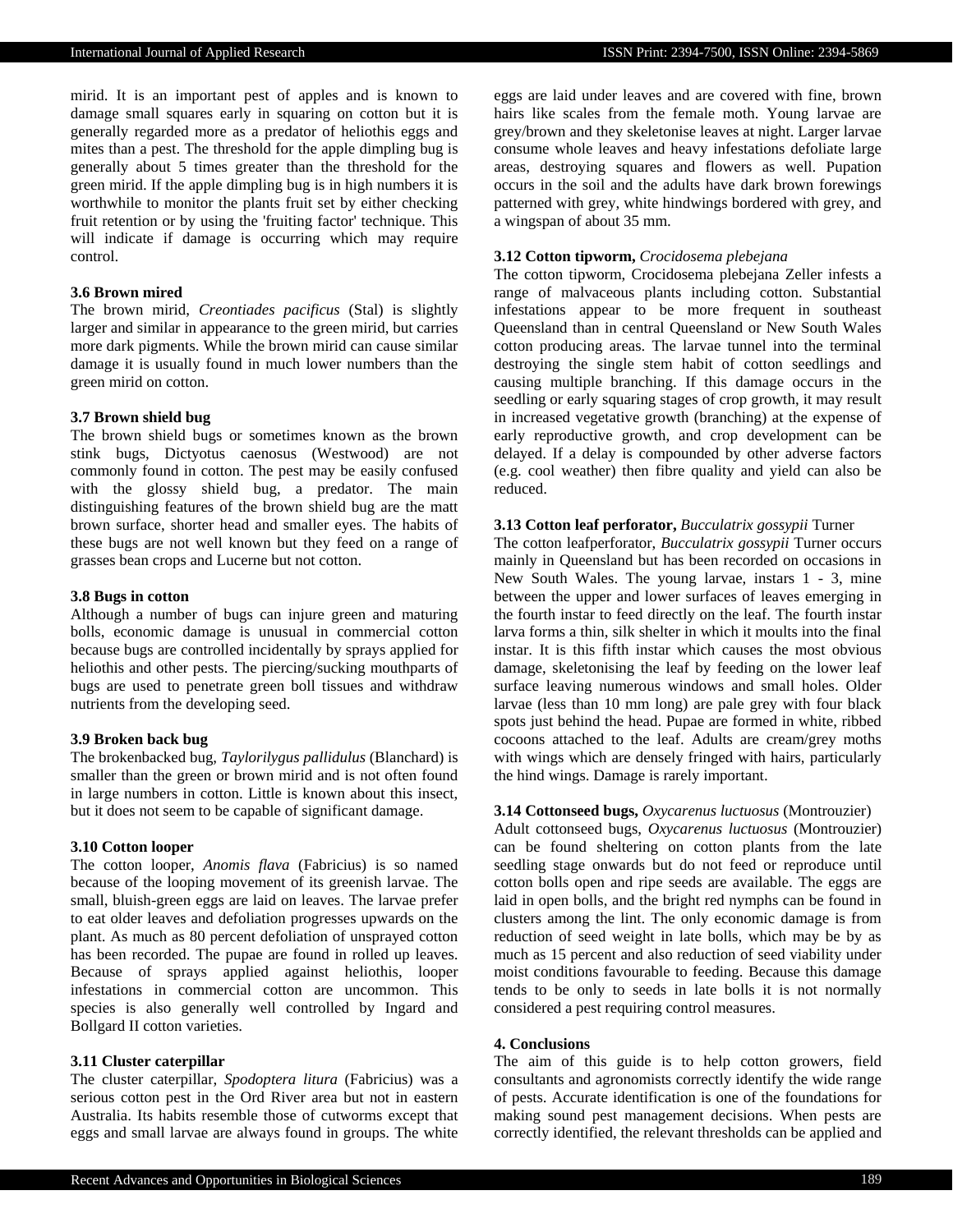mirid. It is an important pest of apples and is known to damage small squares early in squaring on cotton but it is generally regarded more as a predator of heliothis eggs and mites than a pest. The threshold for the apple dimpling bug is generally about 5 times greater than the threshold for the green mirid. If the apple dimpling bug is in high numbers it is worthwhile to monitor the plants fruit set by either checking fruit retention or by using the 'fruiting factor' technique. This will indicate if damage is occurring which may require control.

### 3.6 Brown mired

The brown mirid, *Creontiades pacificus* (Stal) is slightly larger and similar in appearance to the green mirid, but carries more dark pigments. While the brown mirid can cause similar damage it is usually found in much lower numbers than the green mirid on cotton.

### 3.7 Brown shield bug

The brown shield bugs or sometimes known as the brown stink bugs, Dictyotus caenosus (Westwood) are not commonly found in cotton. The pest may be easily confused with the glossy shield bug, a predator. The main distinguishing features of the brown shield bug are the matt brown surface, shorter head and smaller eyes. The habits of these bugs are not well known but they feed on a range of grasses bean crops and Lucerne but not cotton.

### 3.8 Bugs in cotton

Although a number of bugs can injure green and maturing bolls, economic damage is unusual in commercial cotton because bugs are controlled incidentally by sprays applied for heliothis and other pests. The piercing/sucking mouthparts of bugs are used to penetrate green boll tissues and withdraw nutrients from the developing seed.

### 3.9 Broken back bug

The brokenbacked bug, *Taylorilygus pallidulus* (Blanchard) is smaller than the green or brown mirid and is not often found in large numbers in cotton. Little is known about this insect, but it does not seem to be capable of significant damage.

### 3.10 Cotton looper

The cotton looper, *Anomis flava* (Fabricius) is so named because of the looping movement of its greenish larvae. The small, bluish-green eggs are laid on leaves. The larvae prefer to eat older leaves and defoliation progresses upwards on the plant. As much as 80 percent defoliation of unsprayed cotton has been recorded. The pupae are found in rolled up leaves. Because of sprays applied against heliothis, looper infestations in commercial cotton are uncommon. This species is also generally well controlled by Ingard and Bollgard II cotton varieties.

### 3.11 Cluster caterpillar

The cluster caterpillar, *Spodoptera litura* (Fabricius) was a serious cotton pest in the Ord River area but not in eastern Australia. Its habits resemble those of cutworms except that eggs and small larvae are always found in groups. The white eggs are laid under leaves and are covered with fine, brown hairs like scales from the female moth. Young larvae are grey/brown and they skeletonise leaves at night. Larger larvae consume whole leaves and heavy infestations defoliate large areas, destroying squares and flowers as well. Pupation occurs in the soil and the adults have dark brown forewings patterned with grey, white hindwings bordered with grey, and a wingspan of about 35 mm.

### 3.12 Cotton tipworm, *Crocidosema plebejana*

The cotton tipworm, Crocidosema plebejana Zeller infests a range of malvaceous plants including cotton. Substantial infestations appear to be more frequent in southeast Queensland than in central Queensland or New South Wales cotton producing areas. The larvae tunnel into the terminal destroying the single stem habit of cotton seedlings and causing multiple branching. If this damage occurs in the seedling or early squaring stages of crop growth, it may result in increased vegetative growth (branching) at the expense of early reproductive growth, and crop development can be delayed. If a delay is compounded by other adverse factors (e.g. cool weather) then fibre quality and yield can also be reduced.

### 3.13 Cotton leaf perforator, *Bucculatrix gossypii* Turner

The cotton leafperforator, *Bucculatrix gossypii* Turner occurs mainly in Queensland but has been recorded on occasions in New South Wales. The young larvae, instars 1 - 3, mine between the upper and lower surfaces of leaves emerging in the fourth instar to feed directly on the leaf. The fourth instar larva forms a thin, silk shelter in which it moults into the final instar. It is this fifth instar which causes the most obvious damage, skeletonising the leaf by feeding on the lower leaf surface leaving numerous windows and small holes. Older larvae (less than 10 mm long) are pale grey with four black spots just behind the head. Pupae are formed in white, ribbed cocoons attached to the leaf. Adults are cream/grey moths with wings which are densely fringed with hairs, particularly the hind wings. Damage is rarely important.

### 3.14 Cottonseed bugs, *Oxycarenus luctuosus* (Montrouzier)

Adult cottonseed bugs, *Oxycarenus luctuosus* (Montrouzier) can be found sheltering on cotton plants from the late seedling stage onwards but do not feed or reproduce until cotton bolls open and ripe seeds are available. The eggs are laid in open bolls, and the bright red nymphs can be found in clusters among the lint. The only economic damage is from reduction of seed weight in late bolls, which may be by as much as 15 percent and also reduction of seed viability under moist conditions favourable to feeding. Because this damage tends to be only to seeds in late bolls it is not normally considered a pest requiring control measures.

## 4. Conclusions

The aim of this guide is to help cotton growers, field consultants and agronomists correctly identify the wide range of pests. Accurate identification is one of the foundations for making sound pest management decisions. When pests are correctly identified, the relevant thresholds can be applied and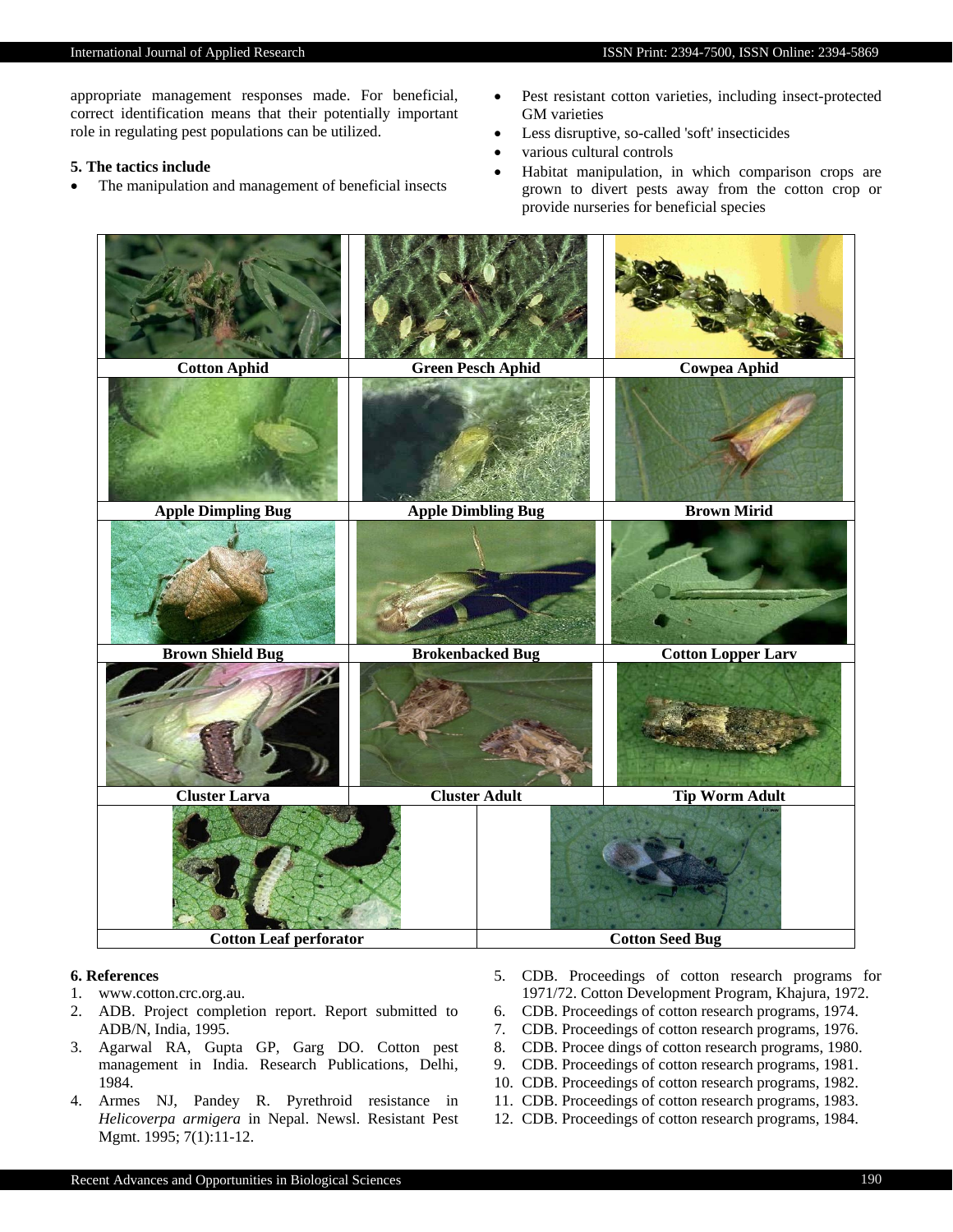appropriate management responses made. For beneficial, correct identification means that their potentially important role in regulating pest populations can be utilized.

## 5. The tactics include

- The manipulation and management of beneficial insects
- Pest resistant cotton varieties, including insect-protected GM varieties
- Less disruptive, so-called 'soft' insecticides
- various cultural controls
- Habitat manipulation, in which comparison crops are grown to divert pests away from the cotton crop or provide nurseries for beneficial species

| | | |
|---|---|---|
| **Cotton Aphid** | **Green Pesch Aphid** | **Cowpea Aphid** |
| **Apple Dimpling Bug** | **Apple Dimbling Bug** | **Brown Mirid** |
| **Brown Shield Bug** | **Brokenbacked Bug** | **Cotton Lopper Larv** |
| **Cluster Larva** | **Cluster Adult** | **Tip Worm Adult** |
| **Cotton Leaf perforator** | **Cotton Seed Bug** | |

## 6. References

1. www.cotton.crc.org.au.
2. ADB. Project completion report. Report submitted to ADB/N, India, 1995.
3. Agarwal RA, Gupta GP, Garg DO. Cotton pest management in India. Research Publications, Delhi, 1984.
4. Armes NJ, Pandey R. Pyrethroid resistance in *Helicoverpa armigera* in Nepal. Newsl. Resistant Pest Mgmt. 1995; 7(1):11-12.
5. CDB. Proceedings of cotton research programs for 1971/72. Cotton Development Program, Khajura, 1972.
6. CDB. Proceedings of cotton research programs, 1974.
7. CDB. Proceedings of cotton research programs, 1976.
8. CDB. Procee dings of cotton research programs, 1980.
9. CDB. Proceedings of cotton research programs, 1981.
10. CDB. Proceedings of cotton research programs, 1982.
11. CDB. Proceedings of cotton research programs, 1983.
12. CDB. Proceedings of cotton research programs, 1984.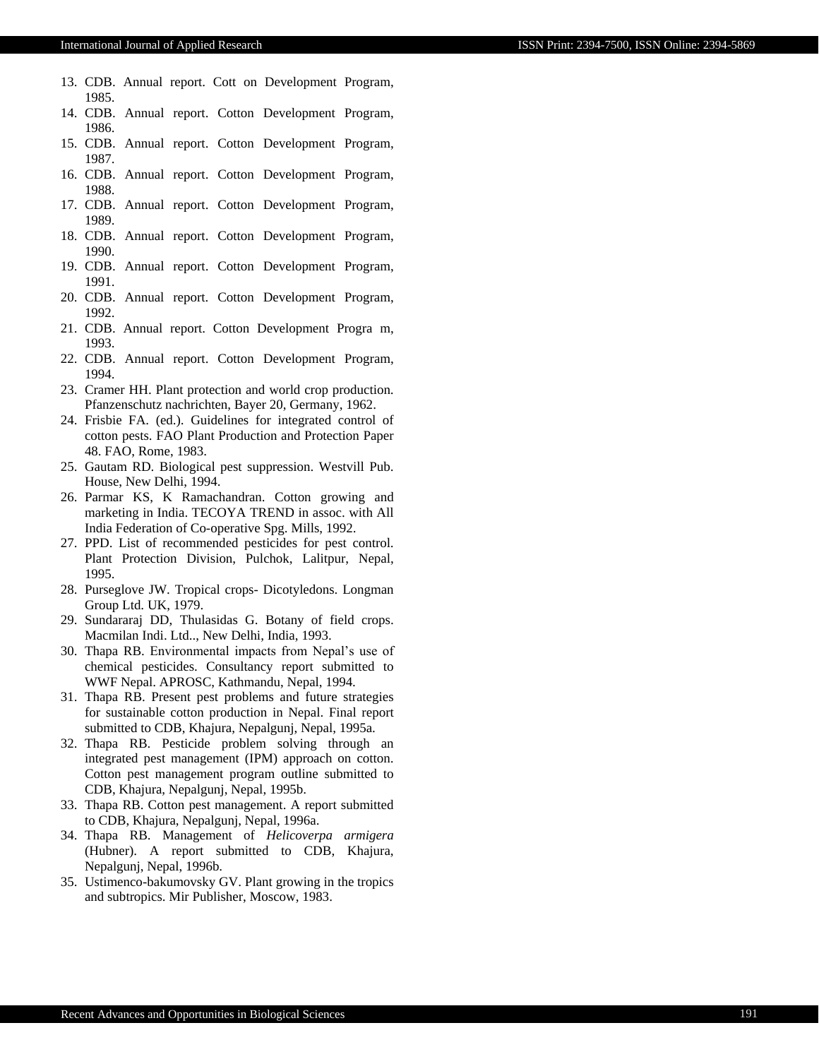13. CDB. Annual report. Cott on Development Program, 1985.
14. CDB. Annual report. Cotton Development Program, 1986.
15. CDB. Annual report. Cotton Development Program, 1987.
16. CDB. Annual report. Cotton Development Program, 1988.
17. CDB. Annual report. Cotton Development Program, 1989.
18. CDB. Annual report. Cotton Development Program, 1990.
19. CDB. Annual report. Cotton Development Program, 1991.
20. CDB. Annual report. Cotton Development Program, 1992.
21. CDB. Annual report. Cotton Development Progra m, 1993.
22. CDB. Annual report. Cotton Development Program, 1994.
23. Cramer HH. Plant protection and world crop production. Pfanzenschutz nachrichten, Bayer 20, Germany, 1962.
24. Frisbie FA. (ed.). Guidelines for integrated control of cotton pests. FAO Plant Production and Protection Paper 48. FAO, Rome, 1983.
25. Gautam RD. Biological pest suppression. Westvill Pub. House, New Delhi, 1994.
26. Parmar KS, K Ramachandran. Cotton growing and marketing in India. TECOYA TREND in assoc. with All India Federation of Co-operative Spg. Mills, 1992.
27. PPD. List of recommended pesticides for pest control. Plant Protection Division, Pulchok, Lalitpur, Nepal, 1995.
28. Purseglove JW. Tropical crops- Dicotyledons. Longman Group Ltd. UK, 1979.
29. Sundararaj DD, Thulasidas G. Botany of field crops. Macmilan Indi. Ltd.., New Delhi, India, 1993.
30. Thapa RB. Environmental impacts from Nepal's use of chemical pesticides. Consultancy report submitted to WWF Nepal. APROSC, Kathmandu, Nepal, 1994.
31. Thapa RB. Present pest problems and future strategies for sustainable cotton production in Nepal. Final report submitted to CDB, Khajura, Nepalgunj, Nepal, 1995a.
32. Thapa RB. Pesticide problem solving through an integrated pest management (IPM) approach on cotton. Cotton pest management program outline submitted to CDB, Khajura, Nepalgunj, Nepal, 1995b.
33. Thapa RB. Cotton pest management. A report submitted to CDB, Khajura, Nepalgunj, Nepal, 1996a.
34. Thapa RB. Management of *Helicoverpa armigera* (Hubner). A report submitted to CDB, Khajura, Nepalgunj, Nepal, 1996b.
35. Ustimenco-bakumovsky GV. Plant growing in the tropics and subtropics. Mir Publisher, Moscow, 1983.